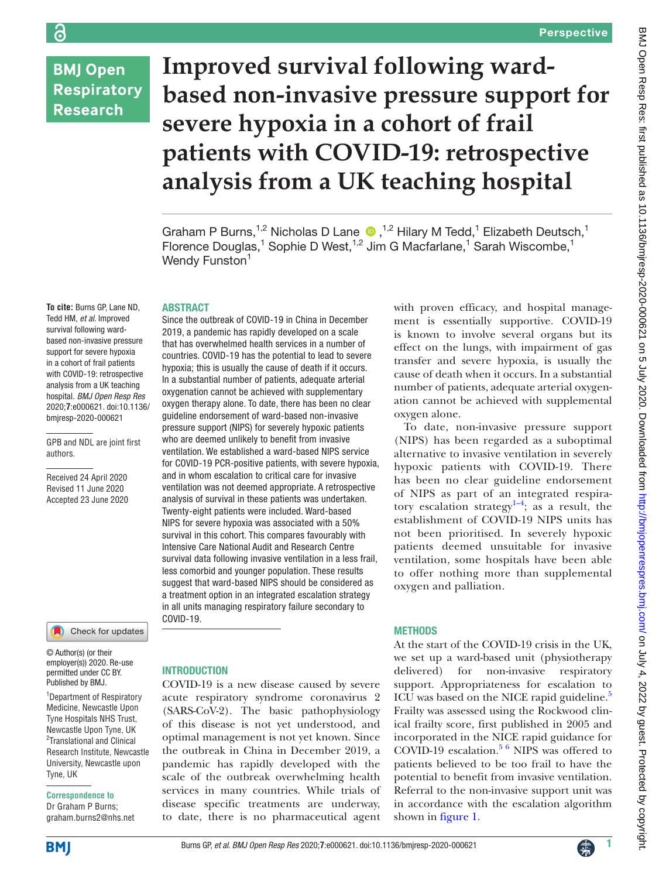Perspective

# Improved survival following ward-based non-invasive pressure support for severe hypoxia in a cohort of frail patients with COVID-19: retrospective analysis from a UK teaching hospital

Graham P Burns,[1,2] Nicholas D Lane,[1,2] Hilary M Tedd,[1] Elizabeth Deutsch,[1] Florence Douglas,[1] Sophie D West,[1,2] Jim G Macfarlane,[1] Sarah Wiscombe,[1] Wendy Funston[1]

**To cite:** Burns GP, Lane ND, Tedd HM, *et al*. Improved survival following ward-based non-invasive pressure support for severely hypoxia in a cohort of frail patients with COVID-19: retrospective analysis from a UK teaching hospital. *BMJ Open Resp Res* 2020;**7**:e000621. doi:10.1136/bmjresp-2020-000621

GPB and NDL are joint first authors.

Received 24 April 2020
Revised 11 June 2020
Accepted 23 June 2020

© Author(s) (or their employer(s)) 2020. Re-use permitted under CC BY. Published by BMJ.

[1]Department of Respiratory Medicine, Newcastle Upon Tyne Hospitals NHS Trust, Newcastle Upon Tyne, UK
[2]Translational and Clinical Research Institute, Newcastle University, Newcastle upon Tyne, UK

**Correspondence to**
Dr Graham P Burns; graham.burns2@nhs.net

## ABSTRACT

Since the outbreak of COVID-19 in China in December 2019, a pandemic has rapidly developed on a scale that has overwhelmed health services in a number of countries. COVID-19 has the potential to lead to severe hypoxia; this is usually the cause of death if it occurs. In a substantial number of patients, adequate arterial oxygenation cannot be achieved with supplementary oxygen therapy alone. To date, there has been no clear guideline endorsement of ward-based non-invasive pressure support (NIPS) for severely hypoxic patients who are deemed unlikely to benefit from invasive ventilation. We established a ward-based NIPS service for COVID-19 PCR-positive patients, with severe hypoxia, and in whom escalation to critical care for invasive ventilation was not deemed appropriate. A retrospective analysis of survival in these patients was undertaken. Twenty-eight patients were included. Ward-based NIPS for severe hypoxia was associated with a 50% survival in this cohort. This compares favourably with Intensive Care National Audit and Research Centre survival data following invasive ventilation in a less frail, less comorbid and younger population. These results suggest that ward-based NIPS should be considered as a treatment option in an integrated escalation strategy in all units managing respiratory failure secondary to COVID-19.

## INTRODUCTION

COVID-19 is a new disease caused by severe acute respiratory syndrome coronavirus 2 (SARS-CoV-2). The basic pathophysiology of this disease is not yet understood, and optimal management is not yet known. Since the outbreak in China in December 2019, a pandemic has rapidly developed with the scale of the outbreak overwhelming health services in many countries. While trials of disease specific treatments are underway, to date, there is no pharmaceutical agent with proven efficacy, and hospital management is essentially supportive. COVID-19 is known to involve several organs but its effect on the lungs, with impairment of gas transfer and severe hypoxia, is usually the cause of death when it occurs. In a substantial number of patients, adequate arterial oxygenation cannot be achieved with supplemental oxygen alone.

To date, non-invasive pressure support (NIPS) has been regarded as a suboptimal alternative to invasive ventilation in severely hypoxic patients with COVID-19. There has been no clear guideline endorsement of NIPS as part of an integrated respiratory escalation strategy[1–4]; as a result, the establishment of COVID-19 NIPS units has not been prioritised. In severely hypoxic patients deemed unsuitable for invasive ventilation, some hospitals have been able to offer nothing more than supplemental oxygen and palliation.

## METHODS

At the start of the COVID-19 crisis in the UK, we set up a ward-based unit (physiotherapy delivered) for non-invasive respiratory support. Appropriateness for escalation to ICU was based on the NICE rapid guideline.[5] Frailty was assessed using the Rockwood clinical frailty score, first published in 2005 and incorporated in the NICE rapid guidance for COVID-19 escalation.[5 6] NIPS was offered to patients believed to be too frail to have the potential to benefit from invasive ventilation. Referral to the non-invasive support unit was in accordance with the escalation algorithm shown in figure 1.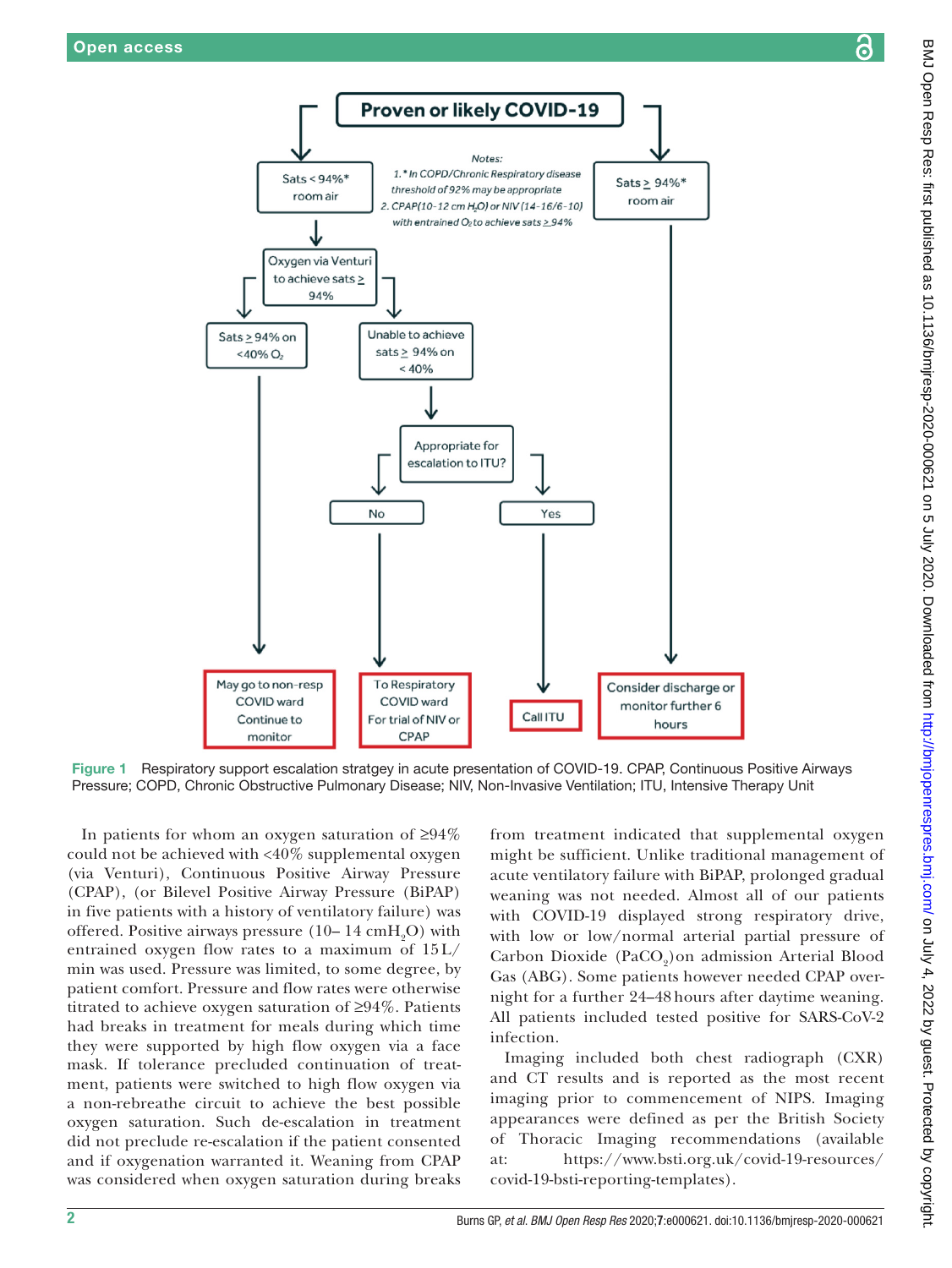Figure 1 Respiratory support escalation stratgey in acute presentation of COVID-19. CPAP, Continuous Positive Airways Pressure; COPD, Chronic Obstructive Pulmonary Disease; NIV, Non-Invasive Ventilation; ITU, Intensive Therapy Unit

In patients for whom an oxygen saturation of ≥94% could not be achieved with <40% supplemental oxygen (via Venturi), Continuous Positive Airway Pressure (CPAP), (or Bilevel Positive Airway Pressure (BiPAP) in five patients with a history of ventilatory failure) was offered. Positive airways pressure (10– 14 cm$H_2O$) with entrained oxygen flow rates to a maximum of 15 L/min was used. Pressure was limited, to some degree, by patient comfort. Pressure and flow rates were otherwise titrated to achieve oxygen saturation of ≥94%. Patients had breaks in treatment for meals during which time they were supported by high flow oxygen via a face mask. If tolerance precluded continuation of treatment, patients were switched to high flow oxygen via a non-rebreathe circuit to achieve the best possible oxygen saturation. Such de-escalation in treatment did not preclude re-escalation if the patient consented and if oxygenation warranted it. Weaning from CPAP was considered when oxygen saturation during breaks from treatment indicated that supplemental oxygen might be sufficient. Unlike traditional management of acute ventilatory failure with BiPAP, prolonged gradual weaning was not needed. Almost all of our patients with COVID-19 displayed strong respiratory drive, with low or low/normal arterial partial pressure of Carbon Dioxide ($PaCO_2$)on admission Arterial Blood Gas (ABG). Some patients however needed CPAP overnight for a further 24–48 hours after daytime weaning. All patients included tested positive for SARS-CoV-2 infection.

Imaging included both chest radiograph (CXR) and CT results and is reported as the most recent imaging prior to commencement of NIPS. Imaging appearances were defined as per the British Society of Thoracic Imaging recommendations (available at: https://www.bsti.org.uk/covid-19-resources/covid-19-bsti-reporting-templates).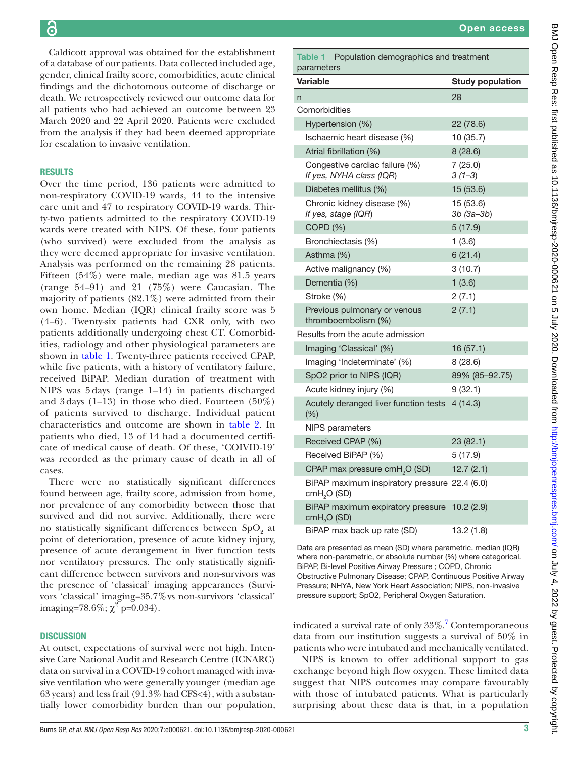Caldicott approval was obtained for the establishment of a database of our patients. Data collected included age, gender, clinical frailty score, comorbidities, acute clinical findings and the dichotomous outcome of discharge or death. We retrospectively reviewed our outcome data for all patients who had achieved an outcome between 23 March 2020 and 22 April 2020. Patients were excluded from the analysis if they had been deemed appropriate for escalation to invasive ventilation.

## RESULTS

Over the time period, 136 patients were admitted to non-respiratory COVID-19 wards, 44 to the intensive care unit and 47 to respiratory COVID-19 wards. Thirty-two patients admitted to the respiratory COVID-19 wards were treated with NIPS. Of these, four patients (who survived) were excluded from the analysis as they were deemed appropriate for invasive ventilation. Analysis was performed on the remaining 28 patients. Fifteen (54%) were male, median age was 81.5 years (range 54–91) and 21 (75%) were Caucasian. The majority of patients (82.1%) were admitted from their own home. Median (IQR) clinical frailty score was 5 (4–6). Twenty-six patients had CXR only, with two patients additionally undergoing chest CT. Comorbidities, radiology and other physiological parameters are shown in table 1. Twenty-three patients received CPAP, while five patients, with a history of ventilatory failure, received BiPAP. Median duration of treatment with NIPS was 5 days (range 1–14) in patients discharged and 3 days (1–13) in those who died. Fourteen (50%) of patients survived to discharge. Individual patient characteristics and outcome are shown in table 2. In patients who died, 13 of 14 had a documented certificate of medical cause of death. Of these, 'COIVID-19' was recorded as the primary cause of death in all of cases.

There were no statistically significant differences found between age, frailty score, admission from home, nor prevalence of any comorbidity between those that survived and did not survive. Additionally, there were no statistically significant differences between $SpO_2$ at point of deterioration, presence of acute kidney injury, presence of acute derangement in liver function tests nor ventilatory pressures. The only statistically significant difference between survivors and non-survivors was the presence of 'classical' imaging appearances (Survivors 'classical' imaging=35.7% vs non-survivors 'classical' imaging=78.6%; $\chi^2$ p=0.034).

**Table 1** Population demographics and treatment parameters

| Variable | Study population |
|---|---|
| n | 28 |
| Comorbidities | |
| Hypertension (%) | 22 (78.6) |
| Ischaemic heart disease (%) | 10 (35.7) |
| Atrial fibrillation (%) | 8 (28.6) |
| Congestive cardiac failure (%) *If yes, NYHA class (IQR)* | 7 (25.0) *3 (1–3)* |
| Diabetes mellitus (%) | 15 (53.6) |
| Chronic kidney disease (%) *If yes, stage (IQR)* | 15 (53.6) *3b (3a–3b)* |
| COPD (%) | 5 (17.9) |
| Bronchiectasis (%) | 1 (3.6) |
| Asthma (%) | 6 (21.4) |
| Active malignancy (%) | 3 (10.7) |
| Dementia (%) | 1 (3.6) |
| Stroke (%) | 2 (7.1) |
| Previous pulmonary or venous thromboembolism (%) | 2 (7.1) |
| Results from the acute admission | |
| Imaging 'Classical' (%) | 16 (57.1) |
| Imaging 'Indeterminate' (%) | 8 (28.6) |
| SpO2 prior to NIPS (IQR) | 89% (85–92.75) |
| Acute kidney injury (%) | 9 (32.1) |
| Acutely deranged liver function tests (%) | 4 (14.3) |
| NIPS parameters | |
| Received CPAP (%) | 23 (82.1) |
| Received BiPAP (%) | 5 (17.9) |
| CPAP max pressure $cmH_2O$ (SD) | 12.7 (2.1) |
| BiPAP maximum inspiratory pressure $cmH_2O$ (SD) | 22.4 (6.0) |
| BiPAP maximum expiratory pressure $cmH_2O$ (SD) | 10.2 (2.9) |
| BiPAP max back up rate (SD) | 13.2 (1.8) |

Data are presented as mean (SD) where parametric, median (IQR) where non-parametric, or absolute number (%) where categorical. BiPAP, Bi-level Positive Airway Pressure ; COPD, Chronic Obstructive Pulmonary Disease; CPAP, Continuous Positive Airway Pressure; NHYA, New York Heart Association; NIPS, non-invasive pressure support; SpO2, Peripheral Oxygen Saturation.

## DISCUSSION

At outset, expectations of survival were not high. Intensive Care National Audit and Research Centre (ICNARC) data on survival in a COVID-19 cohort managed with invasive ventilation who were generally younger (median age 63 years) and less frail (91.3% had CFS<4), with a substantially lower comorbidity burden than our population, indicated a survival rate of only 33%.[7] Contemporaneous data from our institution suggests a survival of 50% in patients who were intubated and mechanically ventilated.

NIPS is known to offer additional support to gas exchange beyond high flow oxygen. These limited data suggest that NIPS outcomes may compare favourably with those of intubated patients. What is particularly surprising about these data is that, in a population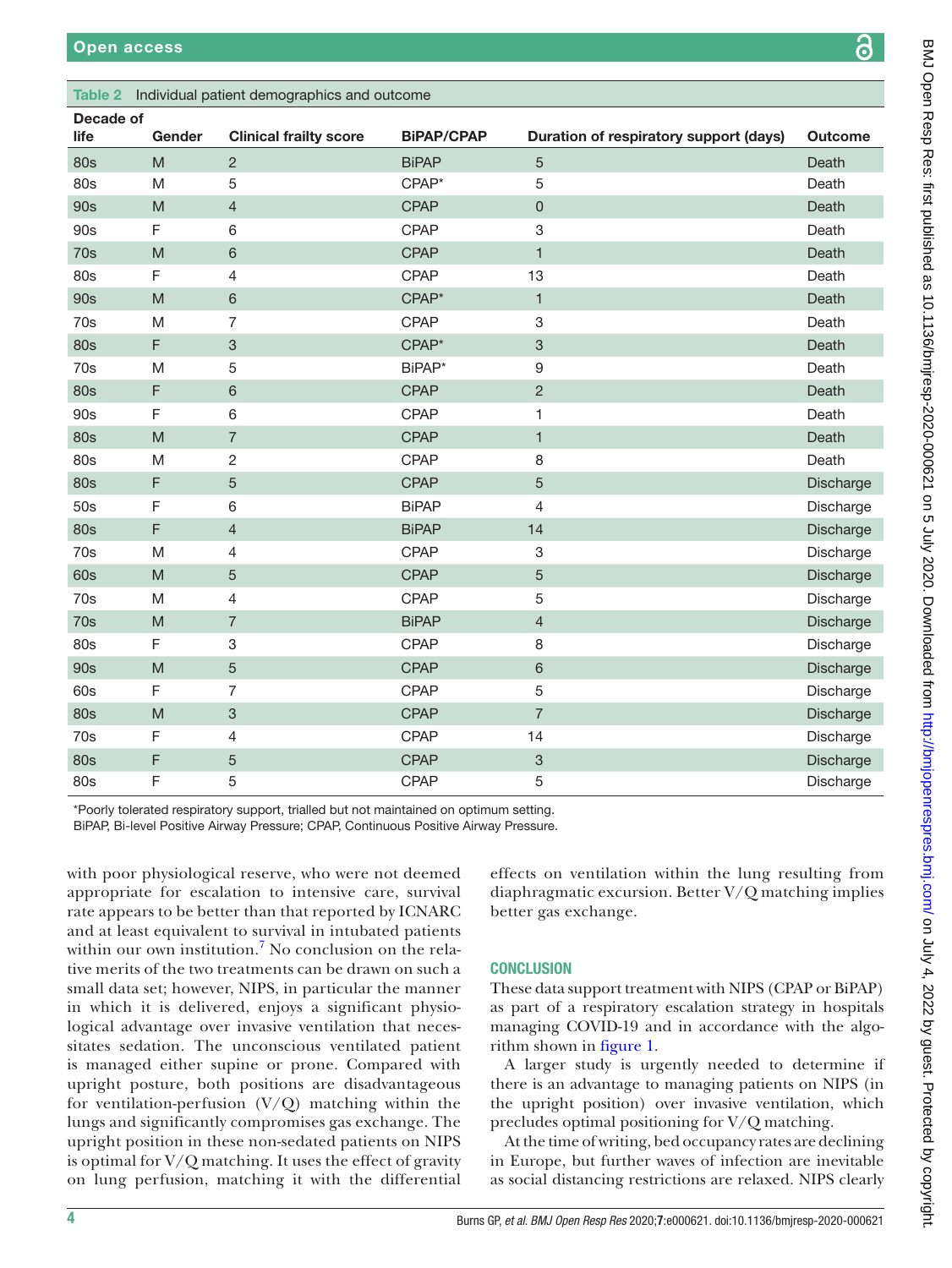**Table 2** Individual patient demographics and outcome

| Decade of life | Gender | Clinical frailty score | BiPAP/CPAP | Duration of respiratory support (days) | Outcome |
|---|---|---|---|---|---|
| 80s | M | 2 | BiPAP | 5 | Death |
| 80s | M | 5 | CPAP* | 5 | Death |
| 90s | M | 4 | CPAP | 0 | Death |
| 90s | F | 6 | CPAP | 3 | Death |
| 70s | M | 6 | CPAP | 1 | Death |
| 80s | F | 4 | CPAP | 13 | Death |
| 90s | M | 6 | CPAP* | 1 | Death |
| 70s | M | 7 | CPAP | 3 | Death |
| 80s | F | 3 | CPAP* | 3 | Death |
| 70s | M | 5 | BiPAP* | 9 | Death |
| 80s | F | 6 | CPAP | 2 | Death |
| 90s | F | 6 | CPAP | 1 | Death |
| 80s | M | 7 | CPAP | 1 | Death |
| 80s | M | 2 | CPAP | 8 | Death |
| 80s | F | 5 | CPAP | 5 | Discharge |
| 50s | F | 6 | BiPAP | 4 | Discharge |
| 80s | F | 4 | BiPAP | 14 | Discharge |
| 70s | M | 4 | CPAP | 3 | Discharge |
| 60s | M | 5 | CPAP | 5 | Discharge |
| 70s | M | 4 | CPAP | 5 | Discharge |
| 70s | M | 7 | BiPAP | 4 | Discharge |
| 80s | F | 3 | CPAP | 8 | Discharge |
| 90s | M | 5 | CPAP | 6 | Discharge |
| 60s | F | 7 | CPAP | 5 | Discharge |
| 80s | M | 3 | CPAP | 7 | Discharge |
| 70s | F | 4 | CPAP | 14 | Discharge |
| 80s | F | 5 | CPAP | 3 | Discharge |
| 80s | F | 5 | CPAP | 5 | Discharge |

*Poorly tolerated respiratory support, trialled but not maintained on optimum setting.
BiPAP, Bi-level Positive Airway Pressure; CPAP, Continuous Positive Airway Pressure.

with poor physiological reserve, who were not deemed appropriate for escalation to intensive care, survival rate appears to be better than that reported by ICNARC and at least equivalent to survival in intubated patients within our own institution.[7] No conclusion on the relative merits of the two treatments can be drawn on such a small data set; however, NIPS, in particular the manner in which it is delivered, enjoys a significant physiological advantage over invasive ventilation that necessitates sedation. The unconscious ventilated patient is managed either supine or prone. Compared with upright posture, both positions are disadvantageous for ventilation-perfusion (V/Q) matching within the lungs and significantly compromises gas exchange. The upright position in these non-sedated patients on NIPS is optimal for V/Q matching. It uses the effect of gravity on lung perfusion, matching it with the differential effects on ventilation within the lung resulting from diaphragmatic excursion. Better V/Q matching implies better gas exchange.

## CONCLUSION

These data support treatment with NIPS (CPAP or BiPAP) as part of a respiratory escalation strategy in hospitals managing COVID-19 and in accordance with the algorithm shown in figure 1.

A larger study is urgently needed to determine if there is an advantage to managing patients on NIPS (in the upright position) over invasive ventilation, which precludes optimal positioning for V/Q matching.

At the time of writing, bed occupancy rates are declining in Europe, but further waves of infection are inevitable as social distancing restrictions are relaxed. NIPS clearly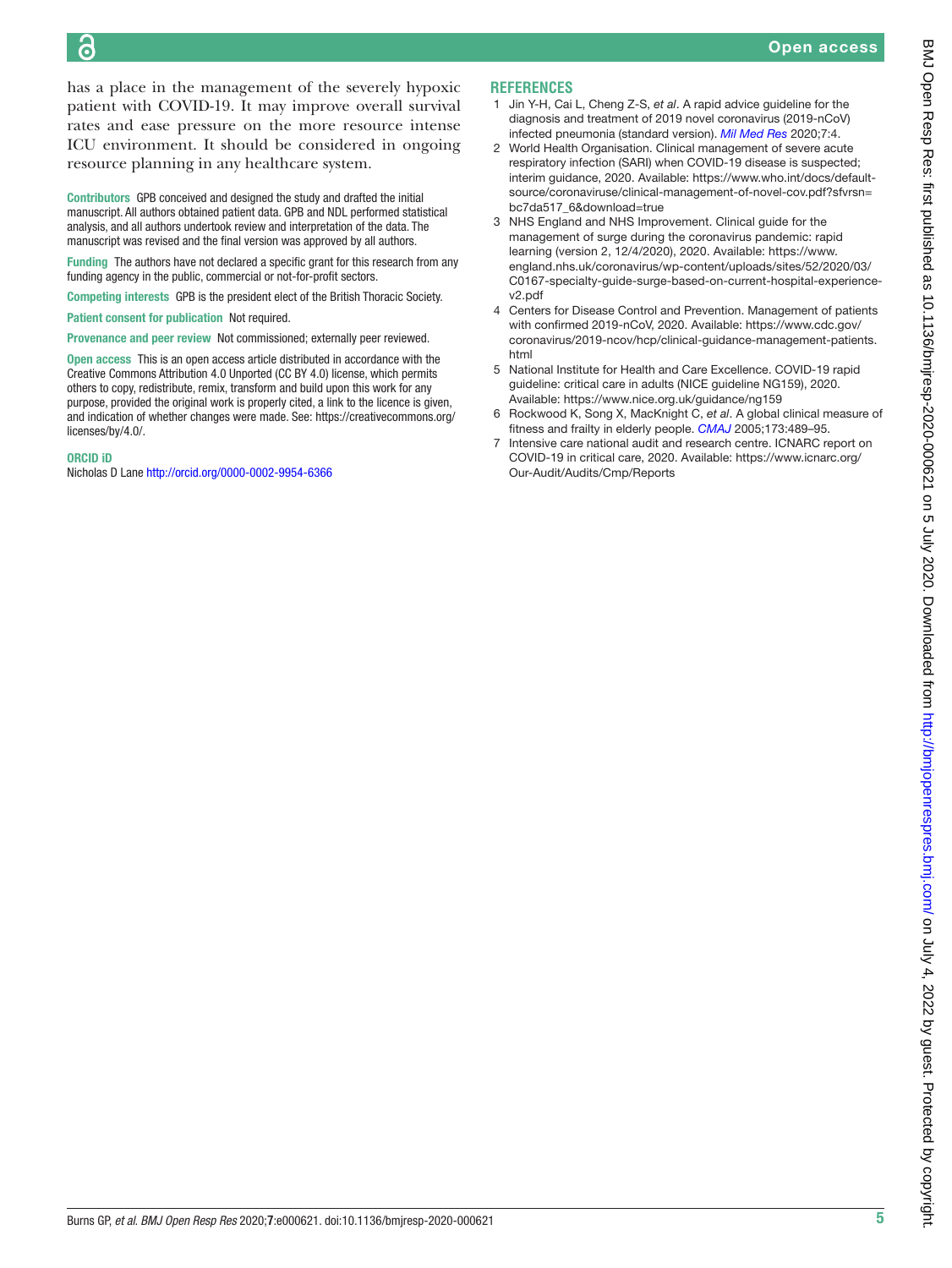has a place in the management of the severely hypoxic patient with COVID-19. It may improve overall survival rates and ease pressure on the more resource intense ICU environment. It should be considered in ongoing resource planning in any healthcare system.

**Contributors** GPB conceived and designed the study and drafted the initial manuscript. All authors obtained patient data. GPB and NDL performed statistical analysis, and all authors undertook review and interpretation of the data. The manuscript was revised and the final version was approved by all authors.

**Funding** The authors have not declared a specific grant for this research from any funding agency in the public, commercial or not-for-profit sectors.

**Competing interests** GPB is the president elect of the British Thoracic Society.

**Patient consent for publication** Not required.

**Provenance and peer review** Not commissioned; externally peer reviewed.

**Open access** This is an open access article distributed in accordance with the Creative Commons Attribution 4.0 Unported (CC BY 4.0) license, which permits others to copy, redistribute, remix, transform and build upon this work for any purpose, provided the original work is properly cited, a link to the licence is given, and indication of whether changes were made. See: https://creativecommons.org/licenses/by/4.0/.

**ORCID iD**

Nicholas D Lane http://orcid.org/0000-0002-9954-6366

## REFERENCES

1. Jin Y-H, Cai L, Cheng Z-S, *et al*. A rapid advice guideline for the diagnosis and treatment of 2019 novel coronavirus (2019-nCoV) infected pneumonia (standard version). *Mil Med Res* 2020;7:4.
2. World Health Organisation. Clinical management of severe acute respiratory infection (SARI) when COVID-19 disease is suspected; interim guidance, 2020. Available: https://www.who.int/docs/default-source/coronaviruse/clinical-management-of-novel-cov.pdf?sfvrsn=bc7da517_6&download=true
3. NHS England and NHS Improvement. Clinical guide for the management of surge during the coronavirus pandemic: rapid learning (version 2, 12/4/2020), 2020. Available: https://www.england.nhs.uk/coronavirus/wp-content/uploads/sites/52/2020/03/C0167-specialty-guide-surge-based-on-current-hospital-experience-v2.pdf
4. Centers for Disease Control and Prevention. Management of patients with confirmed 2019-nCoV, 2020. Available: https://www.cdc.gov/coronavirus/2019-ncov/hcp/clinical-guidance-management-patients.html
5. National Institute for Health and Care Excellence. COVID-19 rapid guideline: critical care in adults (NICE guideline NG159), 2020. Available: https://www.nice.org.uk/guidance/ng159
6. Rockwood K, Song X, MacKnight C, *et al*. A global clinical measure of fitness and frailty in elderly people. *CMAJ* 2005;173:489–95.
7. Intensive care national audit and research centre. ICNARC report on COVID-19 in critical care, 2020. Available: https://www.icnarc.org/Our-Audit/Audits/Cmp/Reports